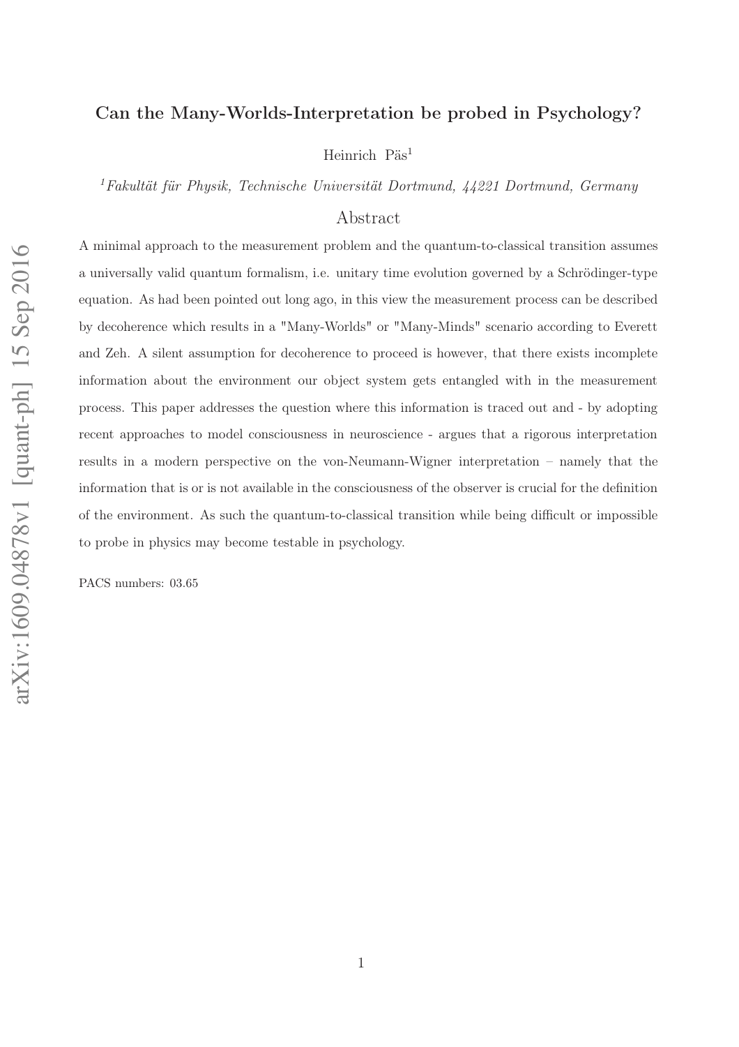# Can the Many-Worlds-Interpretation be probed in Psychology?

Heinrich Päs[1]

[1] *Fakultät für Physik, Technische Universität Dortmund, 44221 Dortmund, Germany*

## Abstract

A minimal approach to the measurement problem and the quantum-to-classical transition assumes a universally valid quantum formalism, i.e. unitary time evolution governed by a Schrödinger-type equation. As had been pointed out long ago, in this view the measurement process can be described by decoherence which results in a "Many-Worlds" or "Many-Minds" scenario according to Everett and Zeh. A silent assumption for decoherence to proceed is however, that there exists incomplete information about the environment our object system gets entangled with in the measurement process. This paper addresses the question where this information is traced out and - by adopting recent approaches to model consciousness in neuroscience - argues that a rigorous interpretation results in a modern perspective on the von-Neumann-Wigner interpretation – namely that the information that is or is not available in the consciousness of the observer is crucial for the definition of the environment. As such the quantum-to-classical transition while being difficult or impossible to probe in physics may become testable in psychology.

PACS numbers: 03.65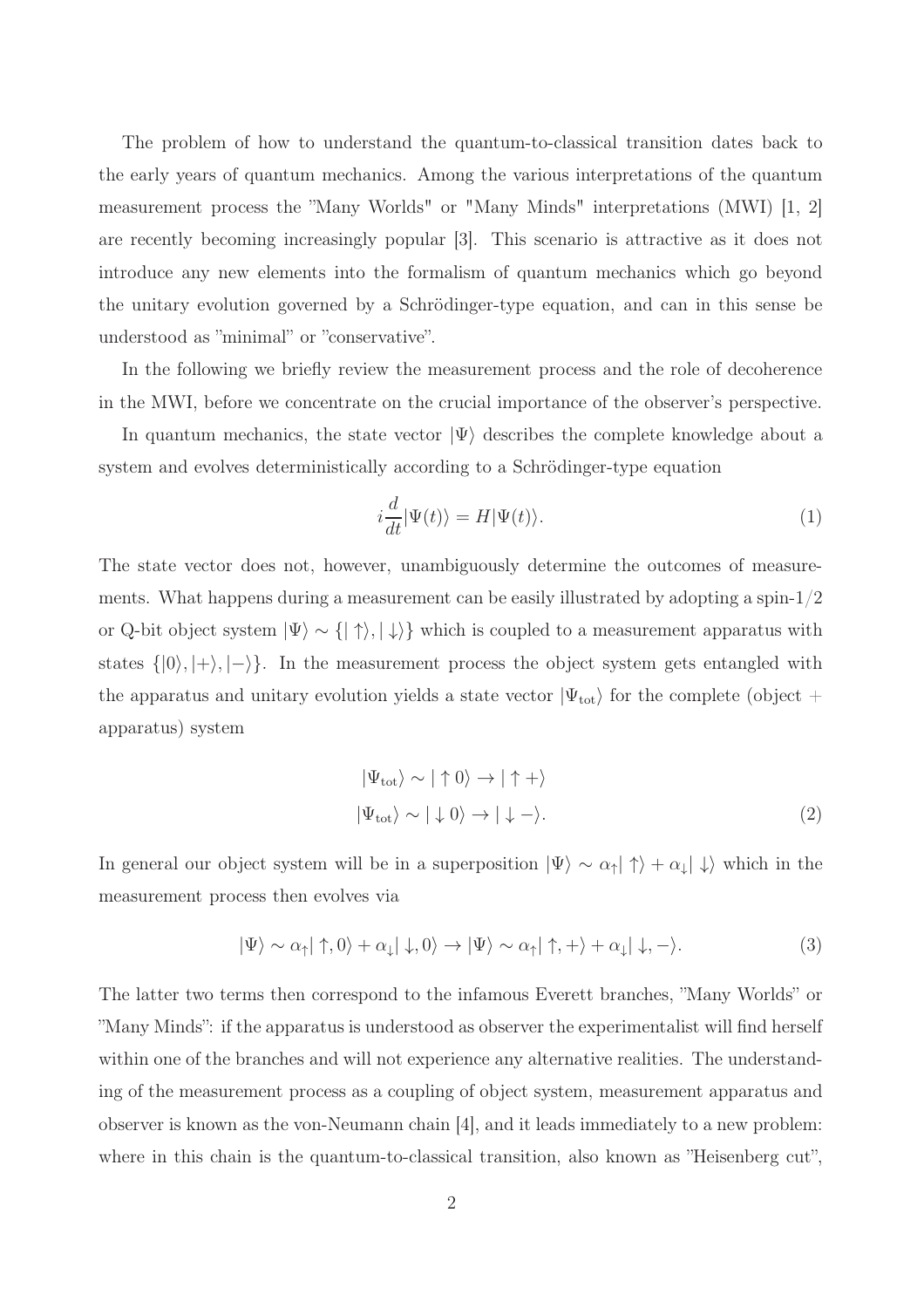The problem of how to understand the quantum-to-classical transition dates back to the early years of quantum mechanics. Among the various interpretations of the quantum measurement process the "Many Worlds" or "Many Minds" interpretations (MWI) [1, 2] are recently becoming increasingly popular [3]. This scenario is attractive as it does not introduce any new elements into the formalism of quantum mechanics which go beyond the unitary evolution governed by a Schrödinger-type equation, and can in this sense be understood as "minimal" or "conservative".

In the following we briefly review the measurement process and the role of decoherence in the MWI, before we concentrate on the crucial importance of the observer's perspective.

In quantum mechanics, the state vector $|\Psi\rangle$ describes the complete knowledge about a system and evolves deterministically according to a Schrödinger-type equation

$$i\frac{d}{dt}|\Psi(t)\rangle = H|\Psi(t)\rangle. \tag{1}$$

The state vector does not, however, unambiguously determine the outcomes of measurements. What happens during a measurement can be easily illustrated by adopting a spin-$1/2$ or Q-bit object system $|\Psi\rangle \sim \{|\uparrow\rangle, |\downarrow\rangle\}$ which is coupled to a measurement apparatus with states $\{|0\rangle, |+\rangle, |-\rangle\}$. In the measurement process the object system gets entangled with the apparatus and unitary evolution yields a state vector $|\Psi_{\rm tot}\rangle$ for the complete (object + apparatus) system

$$\begin{aligned} |\Psi_{\rm tot}\rangle &\sim |\uparrow 0\rangle \to |\uparrow +\rangle \\ |\Psi_{\rm tot}\rangle &\sim |\downarrow 0\rangle \to |\downarrow -\rangle. \end{aligned} \tag{2}$$

In general our object system will be in a superposition $|\Psi\rangle \sim \alpha_\uparrow|\uparrow\rangle + \alpha_\downarrow|\downarrow\rangle$ which in the measurement process then evolves via

$$|\Psi\rangle \sim \alpha_\uparrow|\uparrow, 0\rangle + \alpha_\downarrow|\downarrow, 0\rangle \to |\Psi\rangle \sim \alpha_\uparrow|\uparrow, +\rangle + \alpha_\downarrow|\downarrow, -\rangle. \tag{3}$$

The latter two terms then correspond to the infamous Everett branches, "Many Worlds" or "Many Minds": if the apparatus is understood as observer the experimentalist will find herself within one of the branches and will not experience any alternative realities. The understanding of the measurement process as a coupling of object system, measurement apparatus and observer is known as the von-Neumann chain [4], and it leads immediately to a new problem: where in this chain is the quantum-to-classical transition, also known as "Heisenberg cut",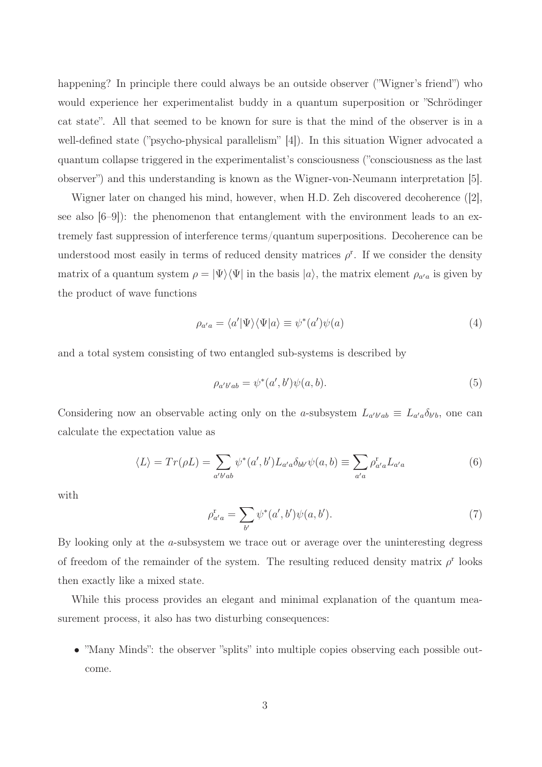happening? In principle there could always be an outside observer (”Wigner's friend”) who would experience her experimentalist buddy in a quantum superposition or ”Schrödinger cat state”. All that seemed to be known for sure is that the mind of the observer is in a well-defined state (”psycho-physical parallelism” [4]). In this situation Wigner advocated a quantum collapse triggered in the experimentalist's consciousness (”consciousness as the last observer”) and this understanding is known as the Wigner-von-Neumann interpretation [5].

Wigner later on changed his mind, however, when H.D. Zeh discovered decoherence ([2], see also [6–9]): the phenomenon that entanglement with the environment leads to an extremely fast suppression of interference terms/quantum superpositions. Decoherence can be understood most easily in terms of reduced density matrices $\rho^{\mathrm{r}}$. If we consider the density matrix of a quantum system $\rho = |\Psi\rangle\langle\Psi|$ in the basis $|a\rangle$, the matrix element $\rho_{a'a}$ is given by the product of wave functions

$$\rho_{a'a} = \langle a'|\Psi\rangle\langle\Psi|a\rangle \equiv \psi^*(a')\psi(a) \tag{4}$$

and a total system consisting of two entangled sub-systems is described by

$$\rho_{a'b'ab} = \psi^*(a', b')\psi(a, b). \tag{5}$$

Considering now an observable acting only on the $a$-subsystem $L_{a'b'ab} \equiv L_{a'a}\delta_{b'b}$, one can calculate the expectation value as

$$\langle L\rangle = Tr(\rho L) = \sum_{a'b'ab} \psi^*(a', b')L_{a'a}\delta_{bb'}\psi(a, b) \equiv \sum_{a'a} \rho^{\mathrm{r}}_{a'a}L_{a'a} \tag{6}$$

with

$$\rho^{\mathrm{r}}_{a'a} = \sum_{b'} \psi^*(a', b')\psi(a, b'). \tag{7}$$

By looking only at the $a$-subsystem we trace out or average over the uninteresting degress of freedom of the remainder of the system. The resulting reduced density matrix $\rho^{\mathrm{r}}$ looks then exactly like a mixed state.

While this process provides an elegant and minimal explanation of the quantum measurement process, it also has two disturbing consequences:

- ”Many Minds”: the observer ”splits” into multiple copies observing each possible outcome.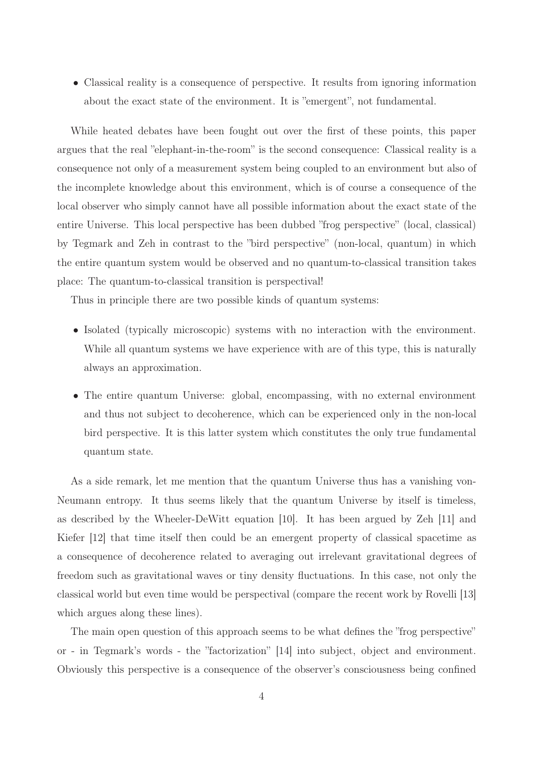- Classical reality is a consequence of perspective. It results from ignoring information about the exact state of the environment. It is "emergent", not fundamental.

While heated debates have been fought out over the first of these points, this paper argues that the real "elephant-in-the-room" is the second consequence: Classical reality is a consequence not only of a measurement system being coupled to an environment but also of the incomplete knowledge about this environment, which is of course a consequence of the local observer who simply cannot have all possible information about the exact state of the entire Universe. This local perspective has been dubbed "frog perspective" (local, classical) by Tegmark and Zeh in contrast to the "bird perspective" (non-local, quantum) in which the entire quantum system would be observed and no quantum-to-classical transition takes place: The quantum-to-classical transition is perspectival!

Thus in principle there are two possible kinds of quantum systems:

- Isolated (typically microscopic) systems with no interaction with the environment. While all quantum systems we have experience with are of this type, this is naturally always an approximation.
- The entire quantum Universe: global, encompassing, with no external environment and thus not subject to decoherence, which can be experienced only in the non-local bird perspective. It is this latter system which constitutes the only true fundamental quantum state.

As a side remark, let me mention that the quantum Universe thus has a vanishing von-Neumann entropy. It thus seems likely that the quantum Universe by itself is timeless, as described by the Wheeler-DeWitt equation [10]. It has been argued by Zeh [11] and Kiefer [12] that time itself then could be an emergent property of classical spacetime as a consequence of decoherence related to averaging out irrelevant gravitational degrees of freedom such as gravitational waves or tiny density fluctuations. In this case, not only the classical world but even time would be perspectival (compare the recent work by Rovelli [13] which argues along these lines).

The main open question of this approach seems to be what defines the "frog perspective" or - in Tegmark's words - the "factorization" [14] into subject, object and environment. Obviously this perspective is a consequence of the observer's consciousness being confined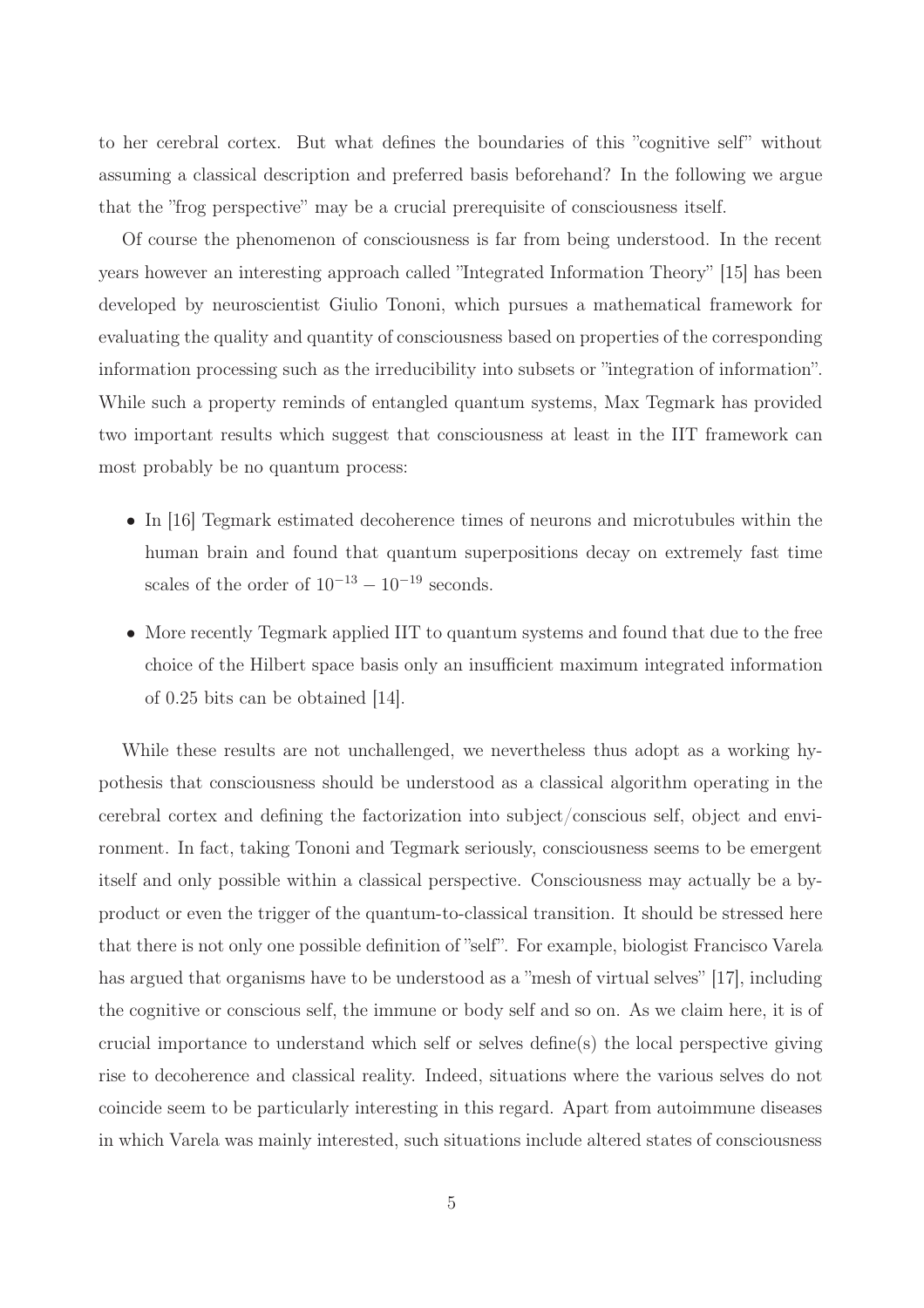to her cerebral cortex. But what defines the boundaries of this "cognitive self" without assuming a classical description and preferred basis beforehand? In the following we argue that the "frog perspective" may be a crucial prerequisite of consciousness itself.

Of course the phenomenon of consciousness is far from being understood. In the recent years however an interesting approach called "Integrated Information Theory" [15] has been developed by neuroscientist Giulio Tononi, which pursues a mathematical framework for evaluating the quality and quantity of consciousness based on properties of the corresponding information processing such as the irreducibility into subsets or "integration of information". While such a property reminds of entangled quantum systems, Max Tegmark has provided two important results which suggest that consciousness at least in the IIT framework can most probably be no quantum process:

- In [16] Tegmark estimated decoherence times of neurons and microtubules within the human brain and found that quantum superpositions decay on extremely fast time scales of the order of $10^{-13} - 10^{-19}$ seconds.
- More recently Tegmark applied IIT to quantum systems and found that due to the free choice of the Hilbert space basis only an insufficient maximum integrated information of 0.25 bits can be obtained [14].

While these results are not unchallenged, we nevertheless thus adopt as a working hypothesis that consciousness should be understood as a classical algorithm operating in the cerebral cortex and defining the factorization into subject/conscious self, object and environment. In fact, taking Tononi and Tegmark seriously, consciousness seems to be emergent itself and only possible within a classical perspective. Consciousness may actually be a by-product or even the trigger of the quantum-to-classical transition. It should be stressed here that there is not only one possible definition of "self". For example, biologist Francisco Varela has argued that organisms have to be understood as a "mesh of virtual selves" [17], including the cognitive or conscious self, the immune or body self and so on. As we claim here, it is of crucial importance to understand which self or selves define(s) the local perspective giving rise to decoherence and classical reality. Indeed, situations where the various selves do not coincide seem to be particularly interesting in this regard. Apart from autoimmune diseases in which Varela was mainly interested, such situations include altered states of consciousness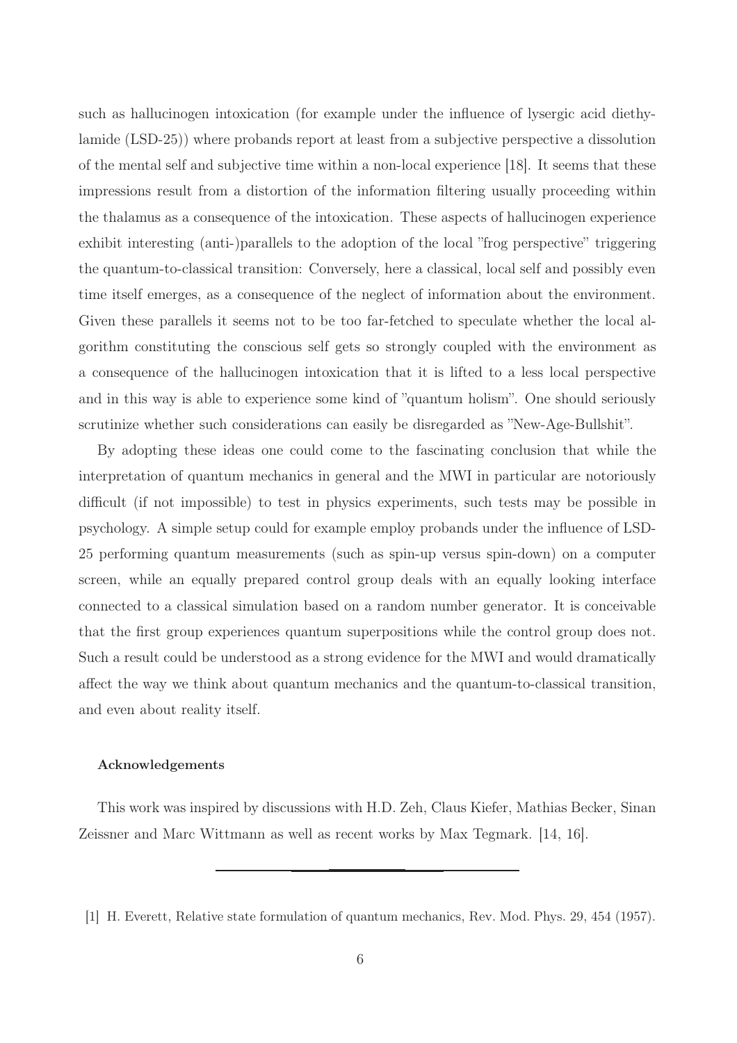such as hallucinogen intoxication (for example under the influence of lysergic acid diethylamide (LSD-25)) where probands report at least from a subjective perspective a dissolution of the mental self and subjective time within a non-local experience [18]. It seems that these impressions result from a distortion of the information filtering usually proceeding within the thalamus as a consequence of the intoxication. These aspects of hallucinogen experience exhibit interesting (anti-)parallels to the adoption of the local "frog perspective" triggering the quantum-to-classical transition: Conversely, here a classical, local self and possibly even time itself emerges, as a consequence of the neglect of information about the environment. Given these parallels it seems not to be too far-fetched to speculate whether the local algorithm constituting the conscious self gets so strongly coupled with the environment as a consequence of the hallucinogen intoxication that it is lifted to a less local perspective and in this way is able to experience some kind of "quantum holism". One should seriously scrutinize whether such considerations can easily be disregarded as "New-Age-Bullshit".

By adopting these ideas one could come to the fascinating conclusion that while the interpretation of quantum mechanics in general and the MWI in particular are notoriously difficult (if not impossible) to test in physics experiments, such tests may be possible in psychology. A simple setup could for example employ probands under the influence of LSD-25 performing quantum measurements (such as spin-up versus spin-down) on a computer screen, while an equally prepared control group deals with an equally looking interface connected to a classical simulation based on a random number generator. It is conceivable that the first group experiences quantum superpositions while the control group does not. Such a result could be understood as a strong evidence for the MWI and would dramatically affect the way we think about quantum mechanics and the quantum-to-classical transition, and even about reality itself.

#### Acknowledgements

This work was inspired by discussions with H.D. Zeh, Claus Kiefer, Mathias Becker, Sinan Zeissner and Marc Wittmann as well as recent works by Max Tegmark. [14, 16].

---

[1] H. Everett, Relative state formulation of quantum mechanics, Rev. Mod. Phys. 29, 454 (1957).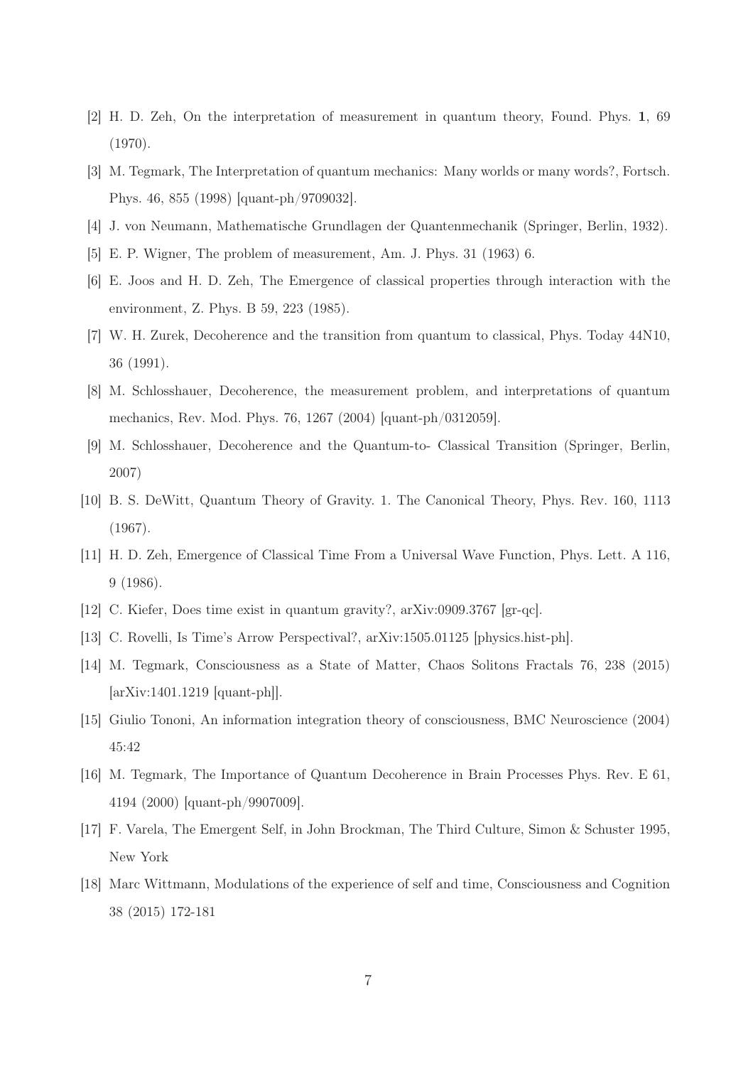[2] H. D. Zeh, On the interpretation of measurement in quantum theory, Found. Phys. **1**, 69 (1970).

[3] M. Tegmark, The Interpretation of quantum mechanics: Many worlds or many words?, Fortsch. Phys. 46, 855 (1998) [quant-ph/9709032].

[4] J. von Neumann, Mathematische Grundlagen der Quantenmechanik (Springer, Berlin, 1932).

[5] E. P. Wigner, The problem of measurement, Am. J. Phys. 31 (1963) 6.

[6] E. Joos and H. D. Zeh, The Emergence of classical properties through interaction with the environment, Z. Phys. B 59, 223 (1985).

[7] W. H. Zurek, Decoherence and the transition from quantum to classical, Phys. Today 44N10, 36 (1991).

[8] M. Schlosshauer, Decoherence, the measurement problem, and interpretations of quantum mechanics, Rev. Mod. Phys. 76, 1267 (2004) [quant-ph/0312059].

[9] M. Schlosshauer, Decoherence and the Quantum-to- Classical Transition (Springer, Berlin, 2007)

[10] B. S. DeWitt, Quantum Theory of Gravity. 1. The Canonical Theory, Phys. Rev. 160, 1113 (1967).

[11] H. D. Zeh, Emergence of Classical Time From a Universal Wave Function, Phys. Lett. A 116, 9 (1986).

[12] C. Kiefer, Does time exist in quantum gravity?, arXiv:0909.3767 [gr-qc].

[13] C. Rovelli, Is Time's Arrow Perspectival?, arXiv:1505.01125 [physics.hist-ph].

[14] M. Tegmark, Consciousness as a State of Matter, Chaos Solitons Fractals 76, 238 (2015) [arXiv:1401.1219 [quant-ph]].

[15] Giulio Tononi, An information integration theory of consciousness, BMC Neuroscience (2004) 45:42

[16] M. Tegmark, The Importance of Quantum Decoherence in Brain Processes Phys. Rev. E 61, 4194 (2000) [quant-ph/9907009].

[17] F. Varela, The Emergent Self, in John Brockman, The Third Culture, Simon & Schuster 1995, New York

[18] Marc Wittmann, Modulations of the experience of self and time, Consciousness and Cognition 38 (2015) 172-181